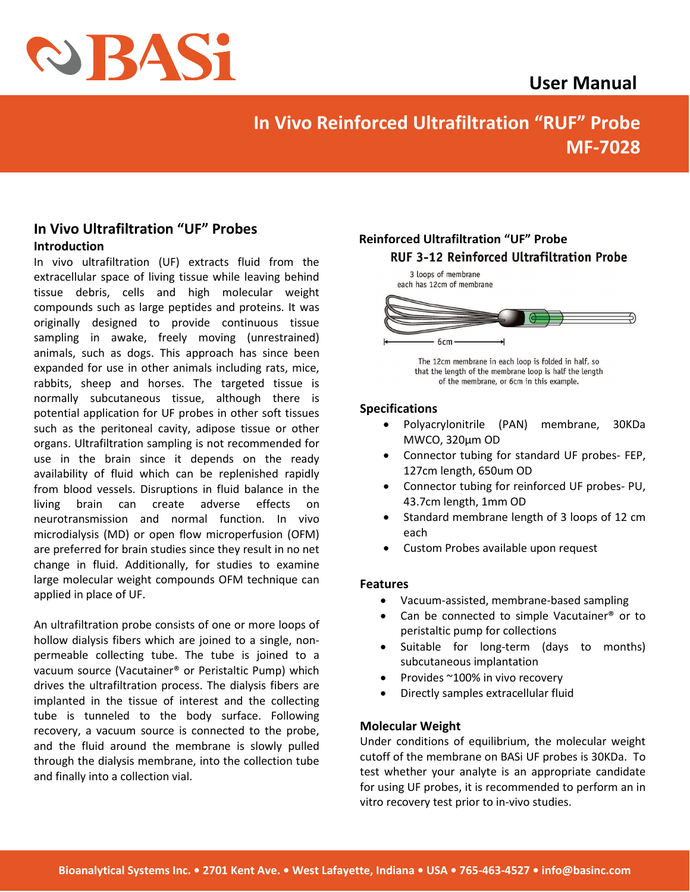# User Manual

## In Vivo Reinforced Ultrafiltration "RUF" Probe
## MF-7028

## In Vivo Ultrafiltration "UF" Probes

### Introduction

In vivo ultrafiltration (UF) extracts fluid from the extracellular space of living tissue while leaving behind tissue debris, cells and high molecular weight compounds such as large peptides and proteins. It was originally designed to provide continuous tissue sampling in awake, freely moving (unrestrained) animals, such as dogs. This approach has since been expanded for use in other animals including rats, mice, rabbits, sheep and horses. The targeted tissue is normally subcutaneous tissue, although there is potential application for UF probes in other soft tissues such as the peritoneal cavity, adipose tissue or other organs. Ultrafiltration sampling is not recommended for use in the brain since it depends on the ready availability of fluid which can be replenished rapidly from blood vessels. Disruptions in fluid balance in the living brain can create adverse effects on neurotransmission and normal function. In vivo microdialysis (MD) or open flow microperfusion (OFM) are preferred for brain studies since they result in no net change in fluid. Additionally, for studies to examine large molecular weight compounds OFM technique can applied in place of UF.

An ultrafiltration probe consists of one or more loops of hollow dialysis fibers which are joined to a single, non-permeable collecting tube. The tube is joined to a vacuum source (Vacutainer® or Peristaltic Pump) which drives the ultrafiltration process. The dialysis fibers are implanted in the tissue of interest and the collecting tube is tunneled to the body surface. Following recovery, a vacuum source is connected to the probe, and the fluid around the membrane is slowly pulled through the dialysis membrane, into the collection tube and finally into a collection vial.

### Reinforced Ultrafiltration "UF" Probe

**RUF 3-12 Reinforced Ultrafiltration Probe**

3 loops of membrane
each has 12cm of membrane

6cm

The 12cm membrane in each loop is folded in half, so that the length of the membrane loop is half the length of the membrane, or 6cm in this example.

### Specifications

- Polyacrylonitrile (PAN) membrane, 30KDa MWCO, 320µm OD
- Connector tubing for standard UF probes- FEP, 127cm length, 650um OD
- Connector tubing for reinforced UF probes- PU, 43.7cm length, 1mm OD
- Standard membrane length of 3 loops of 12 cm each
- Custom Probes available upon request

### Features

- Vacuum-assisted, membrane-based sampling
- Can be connected to simple Vacutainer® or to peristaltic pump for collections
- Suitable for long-term (days to months) subcutaneous implantation
- Provides ~100% in vivo recovery
- Directly samples extracellular fluid

### Molecular Weight

Under conditions of equilibrium, the molecular weight cutoff of the membrane on BASi UF probes is 30KDa. To test whether your analyte is an appropriate candidate for using UF probes, it is recommended to perform an in vitro recovery test prior to in-vivo studies.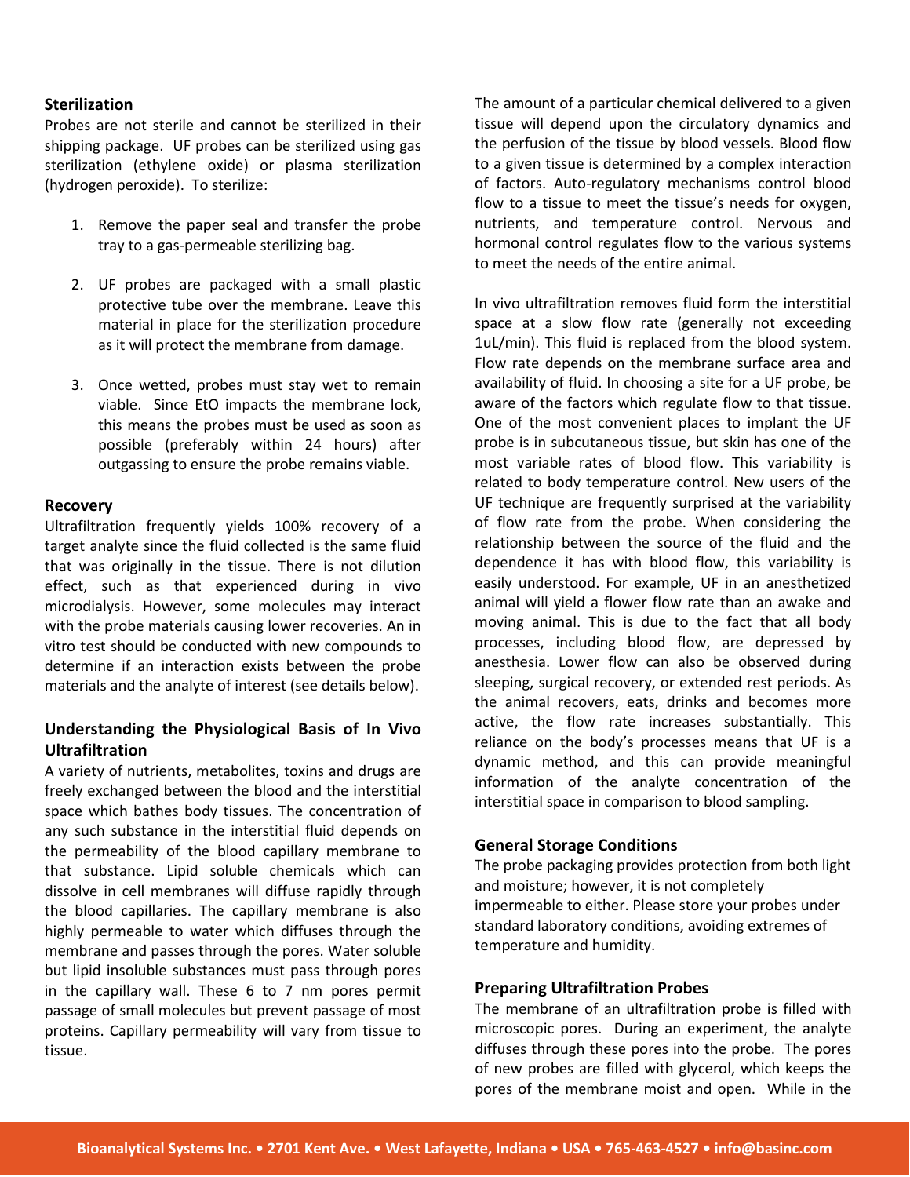**Sterilization**

Probes are not sterile and cannot be sterilized in their shipping package. UF probes can be sterilized using gas sterilization (ethylene oxide) or plasma sterilization (hydrogen peroxide). To sterilize:

1. Remove the paper seal and transfer the probe tray to a gas-permeable sterilizing bag.

2. UF probes are packaged with a small plastic protective tube over the membrane. Leave this material in place for the sterilization procedure as it will protect the membrane from damage.

3. Once wetted, probes must stay wet to remain viable. Since EtO impacts the membrane lock, this means the probes must be used as soon as possible (preferably within 24 hours) after outgassing to ensure the probe remains viable.

**Recovery**

Ultrafiltration frequently yields 100% recovery of a target analyte since the fluid collected is the same fluid that was originally in the tissue. There is not dilution effect, such as that experienced during in vivo microdialysis. However, some molecules may interact with the probe materials causing lower recoveries. An in vitro test should be conducted with new compounds to determine if an interaction exists between the probe materials and the analyte of interest (see details below).

**Understanding the Physiological Basis of In Vivo Ultrafiltration**

A variety of nutrients, metabolites, toxins and drugs are freely exchanged between the blood and the interstitial space which bathes body tissues. The concentration of any such substance in the interstitial fluid depends on the permeability of the blood capillary membrane to that substance. Lipid soluble chemicals which can dissolve in cell membranes will diffuse rapidly through the blood capillaries. The capillary membrane is also highly permeable to water which diffuses through the membrane and passes through the pores. Water soluble but lipid insoluble substances must pass through pores in the capillary wall. These 6 to 7 nm pores permit passage of small molecules but prevent passage of most proteins. Capillary permeability will vary from tissue to tissue.

The amount of a particular chemical delivered to a given tissue will depend upon the circulatory dynamics and the perfusion of the tissue by blood vessels. Blood flow to a given tissue is determined by a complex interaction of factors. Auto-regulatory mechanisms control blood flow to a tissue to meet the tissue's needs for oxygen, nutrients, and temperature control. Nervous and hormonal control regulates flow to the various systems to meet the needs of the entire animal.

In vivo ultrafiltration removes fluid form the interstitial space at a slow flow rate (generally not exceeding 1uL/min). This fluid is replaced from the blood system. Flow rate depends on the membrane surface area and availability of fluid. In choosing a site for a UF probe, be aware of the factors which regulate flow to that tissue. One of the most convenient places to implant the UF probe is in subcutaneous tissue, but skin has one of the most variable rates of blood flow. This variability is related to body temperature control. New users of the UF technique are frequently surprised at the variability of flow rate from the probe. When considering the relationship between the source of the fluid and the dependence it has with blood flow, this variability is easily understood. For example, UF in an anesthetized animal will yield a flower flow rate than an awake and moving animal. This is due to the fact that all body processes, including blood flow, are depressed by anesthesia. Lower flow can also be observed during sleeping, surgical recovery, or extended rest periods. As the animal recovers, eats, drinks and becomes more active, the flow rate increases substantially. This reliance on the body's processes means that UF is a dynamic method, and this can provide meaningful information of the analyte concentration of the interstitial space in comparison to blood sampling.

**General Storage Conditions**

The probe packaging provides protection from both light and moisture; however, it is not completely impermeable to either. Please store your probes under standard laboratory conditions, avoiding extremes of temperature and humidity.

**Preparing Ultrafiltration Probes**

The membrane of an ultrafiltration probe is filled with microscopic pores. During an experiment, the analyte diffuses through these pores into the probe. The pores of new probes are filled with glycerol, which keeps the pores of the membrane moist and open. While in the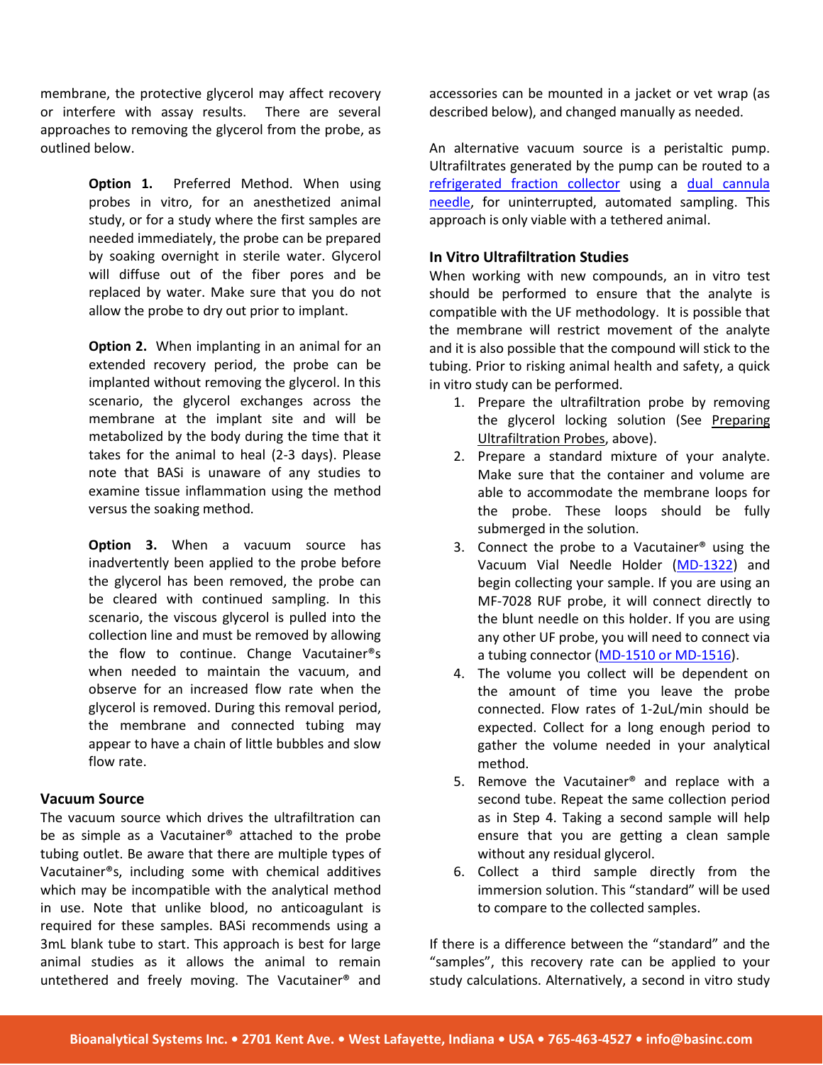membrane, the protective glycerol may affect recovery or interfere with assay results. There are several approaches to removing the glycerol from the probe, as outlined below.

**Option 1.** Preferred Method. When using probes in vitro, for an anesthetized animal study, or for a study where the first samples are needed immediately, the probe can be prepared by soaking overnight in sterile water. Glycerol will diffuse out of the fiber pores and be replaced by water. Make sure that you do not allow the probe to dry out prior to implant.

**Option 2.** When implanting in an animal for an extended recovery period, the probe can be implanted without removing the glycerol. In this scenario, the glycerol exchanges across the membrane at the implant site and will be metabolized by the body during the time that it takes for the animal to heal (2-3 days). Please note that BASi is unaware of any studies to examine tissue inflammation using the method versus the soaking method.

**Option 3.** When a vacuum source has inadvertently been applied to the probe before the glycerol has been removed, the probe can be cleared with continued sampling. In this scenario, the viscous glycerol is pulled into the collection line and must be removed by allowing the flow to continue. Change Vacutainer®s when needed to maintain the vacuum, and observe for an increased flow rate when the glycerol is removed. During this removal period, the membrane and connected tubing may appear to have a chain of little bubbles and slow flow rate.

### Vacuum Source

The vacuum source which drives the ultrafiltration can be as simple as a Vacutainer® attached to the probe tubing outlet. Be aware that there are multiple types of Vacutainer®s, including some with chemical additives which may be incompatible with the analytical method in use. Note that unlike blood, no anticoagulant is required for these samples. BASi recommends using a 3mL blank tube to start. This approach is best for large animal studies as it allows the animal to remain untethered and freely moving. The Vacutainer® and accessories can be mounted in a jacket or vet wrap (as described below), and changed manually as needed.

An alternative vacuum source is a peristaltic pump. Ultrafiltrates generated by the pump can be routed to a refrigerated fraction collector using a dual cannula needle, for uninterrupted, automated sampling. This approach is only viable with a tethered animal.

### In Vitro Ultrafiltration Studies

When working with new compounds, an in vitro test should be performed to ensure that the analyte is compatible with the UF methodology. It is possible that the membrane will restrict movement of the analyte and it is also possible that the compound will stick to the tubing. Prior to risking animal health and safety, a quick in vitro study can be performed.

1. Prepare the ultrafiltration probe by removing the glycerol locking solution (See Preparing Ultrafiltration Probes, above).
2. Prepare a standard mixture of your analyte. Make sure that the container and volume are able to accommodate the membrane loops for the probe. These loops should be fully submerged in the solution.
3. Connect the probe to a Vacutainer® using the Vacuum Vial Needle Holder (MD-1322) and begin collecting your sample. If you are using an MF-7028 RUF probe, it will connect directly to the blunt needle on this holder. If you are using any other UF probe, you will need to connect via a tubing connector (MD-1510 or MD-1516).
4. The volume you collect will be dependent on the amount of time you leave the probe connected. Flow rates of 1-2uL/min should be expected. Collect for a long enough period to gather the volume needed in your analytical method.
5. Remove the Vacutainer® and replace with a second tube. Repeat the same collection period as in Step 4. Taking a second sample will help ensure that you are getting a clean sample without any residual glycerol.
6. Collect a third sample directly from the immersion solution. This "standard" will be used to compare to the collected samples.

If there is a difference between the "standard" and the "samples", this recovery rate can be applied to your study calculations. Alternatively, a second in vitro study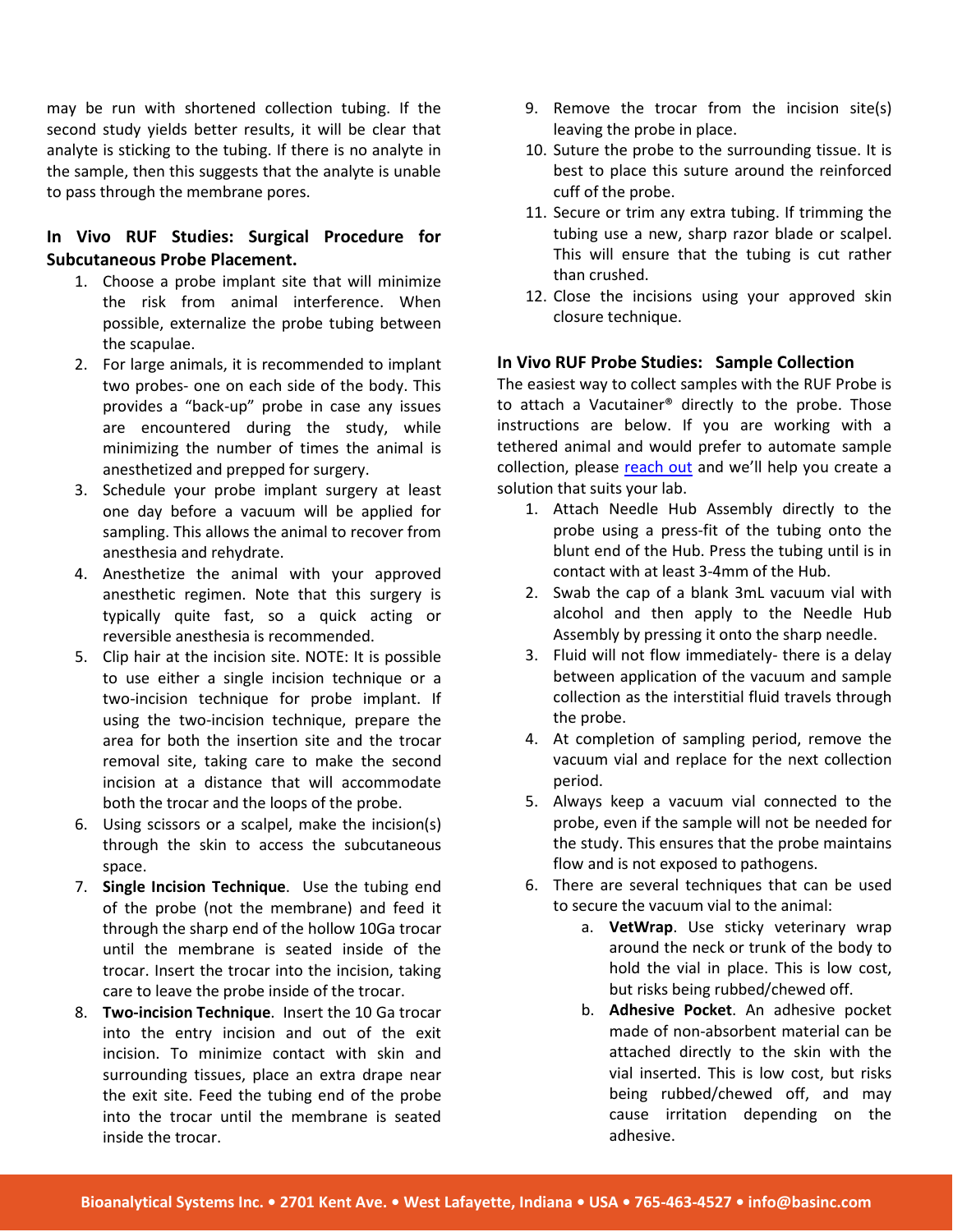may be run with shortened collection tubing. If the second study yields better results, it will be clear that analyte is sticking to the tubing. If there is no analyte in the sample, then this suggests that the analyte is unable to pass through the membrane pores.

**In Vivo RUF Studies: Surgical Procedure for Subcutaneous Probe Placement.**

1. Choose a probe implant site that will minimize the risk from animal interference. When possible, externalize the probe tubing between the scapulae.
2. For large animals, it is recommended to implant two probes- one on each side of the body. This provides a "back-up" probe in case any issues are encountered during the study, while minimizing the number of times the animal is anesthetized and prepped for surgery.
3. Schedule your probe implant surgery at least one day before a vacuum will be applied for sampling. This allows the animal to recover from anesthesia and rehydrate.
4. Anesthetize the animal with your approved anesthetic regimen. Note that this surgery is typically quite fast, so a quick acting or reversible anesthesia is recommended.
5. Clip hair at the incision site. NOTE: It is possible to use either a single incision technique or a two-incision technique for probe implant. If using the two-incision technique, prepare the area for both the insertion site and the trocar removal site, taking care to make the second incision at a distance that will accommodate both the trocar and the loops of the probe.
6. Using scissors or a scalpel, make the incision(s) through the skin to access the subcutaneous space.
7. **Single Incision Technique**. Use the tubing end of the probe (not the membrane) and feed it through the sharp end of the hollow 10Ga trocar until the membrane is seated inside of the trocar. Insert the trocar into the incision, taking care to leave the probe inside of the trocar.
8. **Two-incision Technique**. Insert the 10 Ga trocar into the entry incision and out of the exit incision. To minimize contact with skin and surrounding tissues, place an extra drape near the exit site. Feed the tubing end of the probe into the trocar until the membrane is seated inside the trocar.
9. Remove the trocar from the incision site(s) leaving the probe in place.
10. Suture the probe to the surrounding tissue. It is best to place this suture around the reinforced cuff of the probe.
11. Secure or trim any extra tubing. If trimming the tubing use a new, sharp razor blade or scalpel. This will ensure that the tubing is cut rather than crushed.
12. Close the incisions using your approved skin closure technique.

**In Vivo RUF Probe Studies: Sample Collection**

The easiest way to collect samples with the RUF Probe is to attach a Vacutainer® directly to the probe. Those instructions are below. If you are working with a tethered animal and would prefer to automate sample collection, please reach out and we'll help you create a solution that suits your lab.

1. Attach Needle Hub Assembly directly to the probe using a press-fit of the tubing onto the blunt end of the Hub. Press the tubing until is in contact with at least 3-4mm of the Hub.
2. Swab the cap of a blank 3mL vacuum vial with alcohol and then apply to the Needle Hub Assembly by pressing it onto the sharp needle.
3. Fluid will not flow immediately- there is a delay between application of the vacuum and sample collection as the interstitial fluid travels through the probe.
4. At completion of sampling period, remove the vacuum vial and replace for the next collection period.
5. Always keep a vacuum vial connected to the probe, even if the sample will not be needed for the study. This ensures that the probe maintains flow and is not exposed to pathogens.
6. There are several techniques that can be used to secure the vacuum vial to the animal:
   a. **VetWrap**. Use sticky veterinary wrap around the neck or trunk of the body to hold the vial in place. This is low cost, but risks being rubbed/chewed off.
   b. **Adhesive Pocket**. An adhesive pocket made of non-absorbent material can be attached directly to the skin with the vial inserted. This is low cost, but risks being rubbed/chewed off, and may cause irritation depending on the adhesive.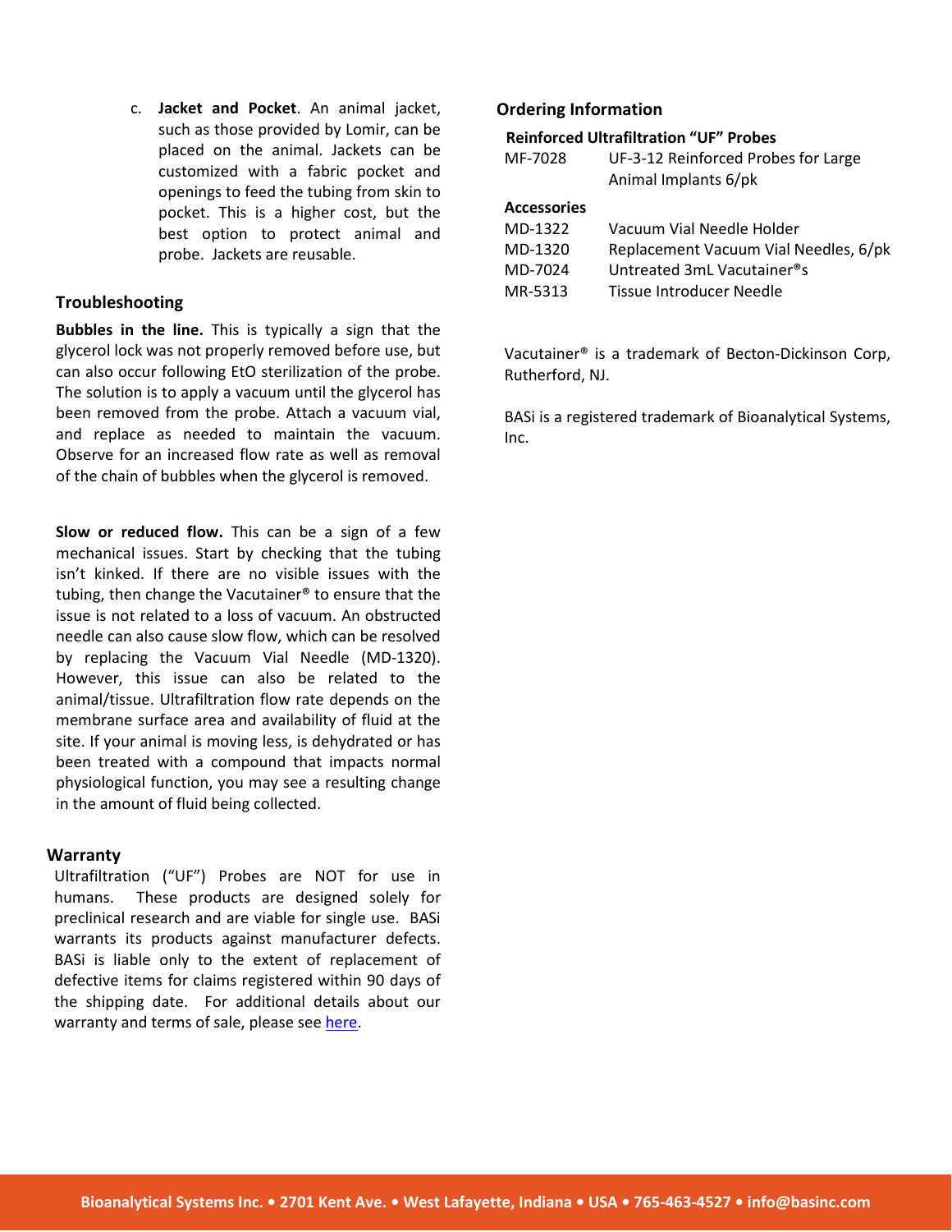c. **Jacket and Pocket**. An animal jacket, such as those provided by Lomir, can be placed on the animal. Jackets can be customized with a fabric pocket and openings to feed the tubing from skin to pocket. This is a higher cost, but the best option to protect animal and probe. Jackets are reusable.

## Troubleshooting

**Bubbles in the line.** This is typically a sign that the glycerol lock was not properly removed before use, but can also occur following EtO sterilization of the probe. The solution is to apply a vacuum until the glycerol has been removed from the probe. Attach a vacuum vial, and replace as needed to maintain the vacuum. Observe for an increased flow rate as well as removal of the chain of bubbles when the glycerol is removed.

**Slow or reduced flow.** This can be a sign of a few mechanical issues. Start by checking that the tubing isn't kinked. If there are no visible issues with the tubing, then change the Vacutainer® to ensure that the issue is not related to a loss of vacuum. An obstructed needle can also cause slow flow, which can be resolved by replacing the Vacuum Vial Needle (MD-1320). However, this issue can also be related to the animal/tissue. Ultrafiltration flow rate depends on the membrane surface area and availability of fluid at the site. If your animal is moving less, is dehydrated or has been treated with a compound that impacts normal physiological function, you may see a resulting change in the amount of fluid being collected.

## Warranty

Ultrafiltration ("UF") Probes are NOT for use in humans. These products are designed solely for preclinical research and are viable for single use. BASi warrants its products against manufacturer defects. BASi is liable only to the extent of replacement of defective items for claims registered within 90 days of the shipping date. For additional details about our warranty and terms of sale, please see here.

## Ordering Information

**Reinforced Ultrafiltration "UF" Probes**

| | |
|---|---|
| MF-7028 | UF-3-12 Reinforced Probes for Large Animal Implants 6/pk |

**Accessories**

| | |
|---|---|
| MD-1322 | Vacuum Vial Needle Holder |
| MD-1320 | Replacement Vacuum Vial Needles, 6/pk |
| MD-7024 | Untreated 3mL Vacutainer®s |
| MR-5313 | Tissue Introducer Needle |

Vacutainer® is a trademark of Becton-Dickinson Corp, Rutherford, NJ.

BASi is a registered trademark of Bioanalytical Systems, Inc.

**Bioanalytical Systems Inc. • 2701 Kent Ave. • West Lafayette, Indiana • USA • 765-463-4527 • info@basinc.com**